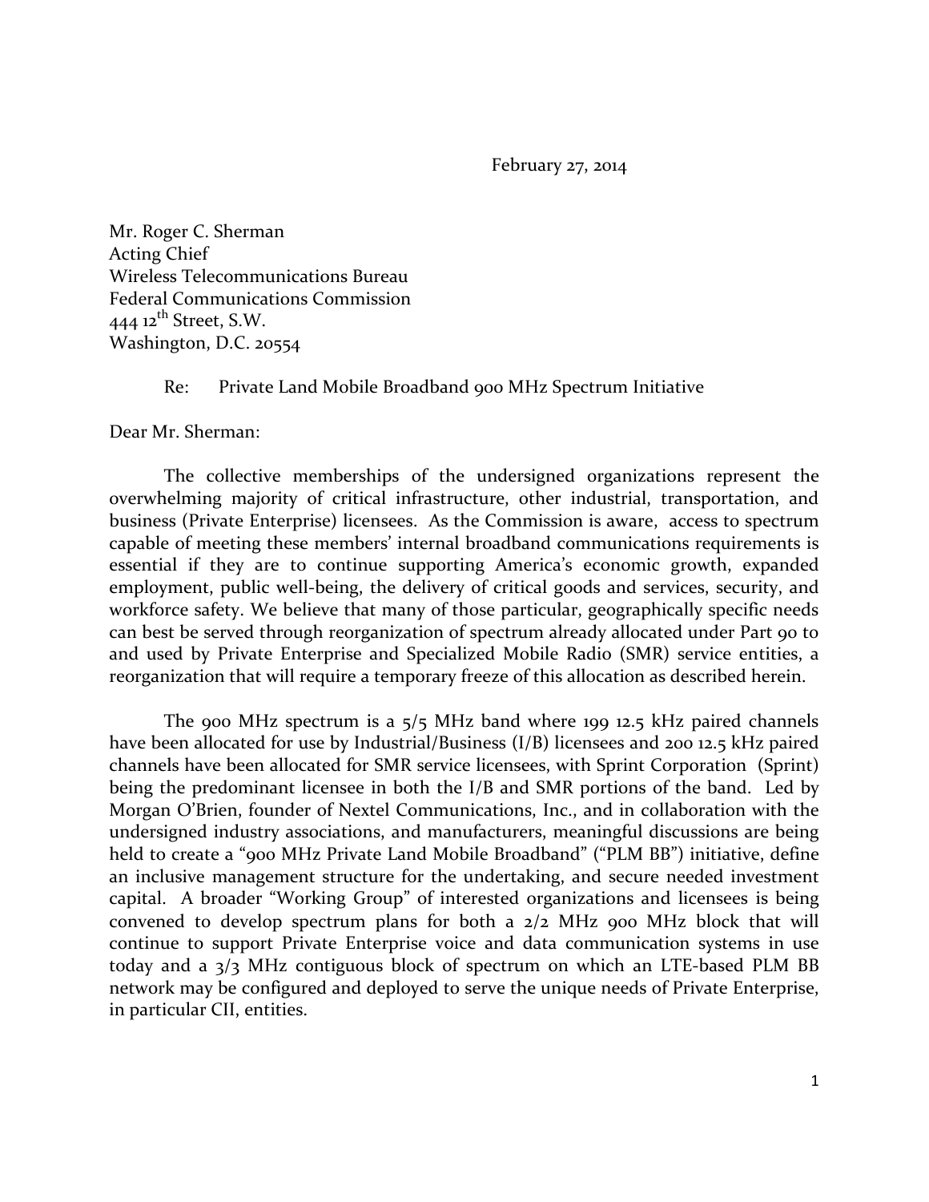February 27, 2014

Mr. Roger C. Sherman
Acting Chief
Wireless Telecommunications Bureau
Federal Communications Commission
444 12th Street, S.W.
Washington, D.C. 20554

Re: Private Land Mobile Broadband 900 MHz Spectrum Initiative

Dear Mr. Sherman:

The collective memberships of the undersigned organizations represent the overwhelming majority of critical infrastructure, other industrial, transportation, and business (Private Enterprise) licensees. As the Commission is aware, access to spectrum capable of meeting these members' internal broadband communications requirements is essential if they are to continue supporting America's economic growth, expanded employment, public well-being, the delivery of critical goods and services, security, and workforce safety. We believe that many of those particular, geographically specific needs can best be served through reorganization of spectrum already allocated under Part 90 to and used by Private Enterprise and Specialized Mobile Radio (SMR) service entities, a reorganization that will require a temporary freeze of this allocation as described herein.

The 900 MHz spectrum is a 5/5 MHz band where 199 12.5 kHz paired channels have been allocated for use by Industrial/Business (I/B) licensees and 200 12.5 kHz paired channels have been allocated for SMR service licensees, with Sprint Corporation (Sprint) being the predominant licensee in both the I/B and SMR portions of the band. Led by Morgan O'Brien, founder of Nextel Communications, Inc., and in collaboration with the undersigned industry associations, and manufacturers, meaningful discussions are being held to create a "900 MHz Private Land Mobile Broadband" ("PLM BB") initiative, define an inclusive management structure for the undertaking, and secure needed investment capital. A broader "Working Group" of interested organizations and licensees is being convened to develop spectrum plans for both a 2/2 MHz 900 MHz block that will continue to support Private Enterprise voice and data communication systems in use today and a 3/3 MHz contiguous block of spectrum on which an LTE-based PLM BB network may be configured and deployed to serve the unique needs of Private Enterprise, in particular CII, entities.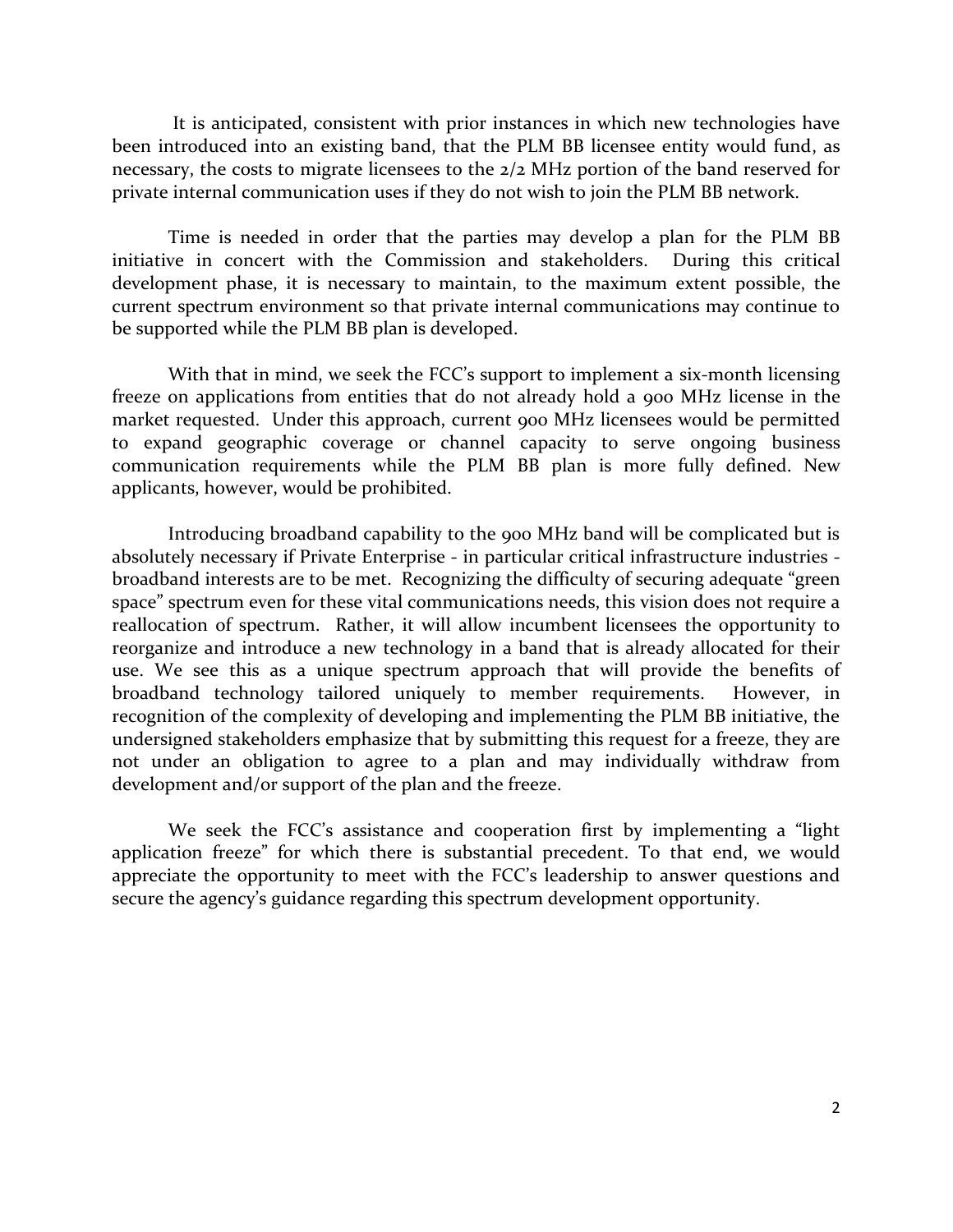It is anticipated, consistent with prior instances in which new technologies have been introduced into an existing band, that the PLM BB licensee entity would fund, as necessary, the costs to migrate licensees to the 2/2 MHz portion of the band reserved for private internal communication uses if they do not wish to join the PLM BB network.

Time is needed in order that the parties may develop a plan for the PLM BB initiative in concert with the Commission and stakeholders. During this critical development phase, it is necessary to maintain, to the maximum extent possible, the current spectrum environment so that private internal communications may continue to be supported while the PLM BB plan is developed.

With that in mind, we seek the FCC's support to implement a six-month licensing freeze on applications from entities that do not already hold a 900 MHz license in the market requested. Under this approach, current 900 MHz licensees would be permitted to expand geographic coverage or channel capacity to serve ongoing business communication requirements while the PLM BB plan is more fully defined. New applicants, however, would be prohibited.

Introducing broadband capability to the 900 MHz band will be complicated but is absolutely necessary if Private Enterprise - in particular critical infrastructure industries - broadband interests are to be met. Recognizing the difficulty of securing adequate "green space" spectrum even for these vital communications needs, this vision does not require a reallocation of spectrum. Rather, it will allow incumbent licensees the opportunity to reorganize and introduce a new technology in a band that is already allocated for their use. We see this as a unique spectrum approach that will provide the benefits of broadband technology tailored uniquely to member requirements. However, in recognition of the complexity of developing and implementing the PLM BB initiative, the undersigned stakeholders emphasize that by submitting this request for a freeze, they are not under an obligation to agree to a plan and may individually withdraw from development and/or support of the plan and the freeze.

We seek the FCC's assistance and cooperation first by implementing a "light application freeze" for which there is substantial precedent. To that end, we would appreciate the opportunity to meet with the FCC's leadership to answer questions and secure the agency's guidance regarding this spectrum development opportunity.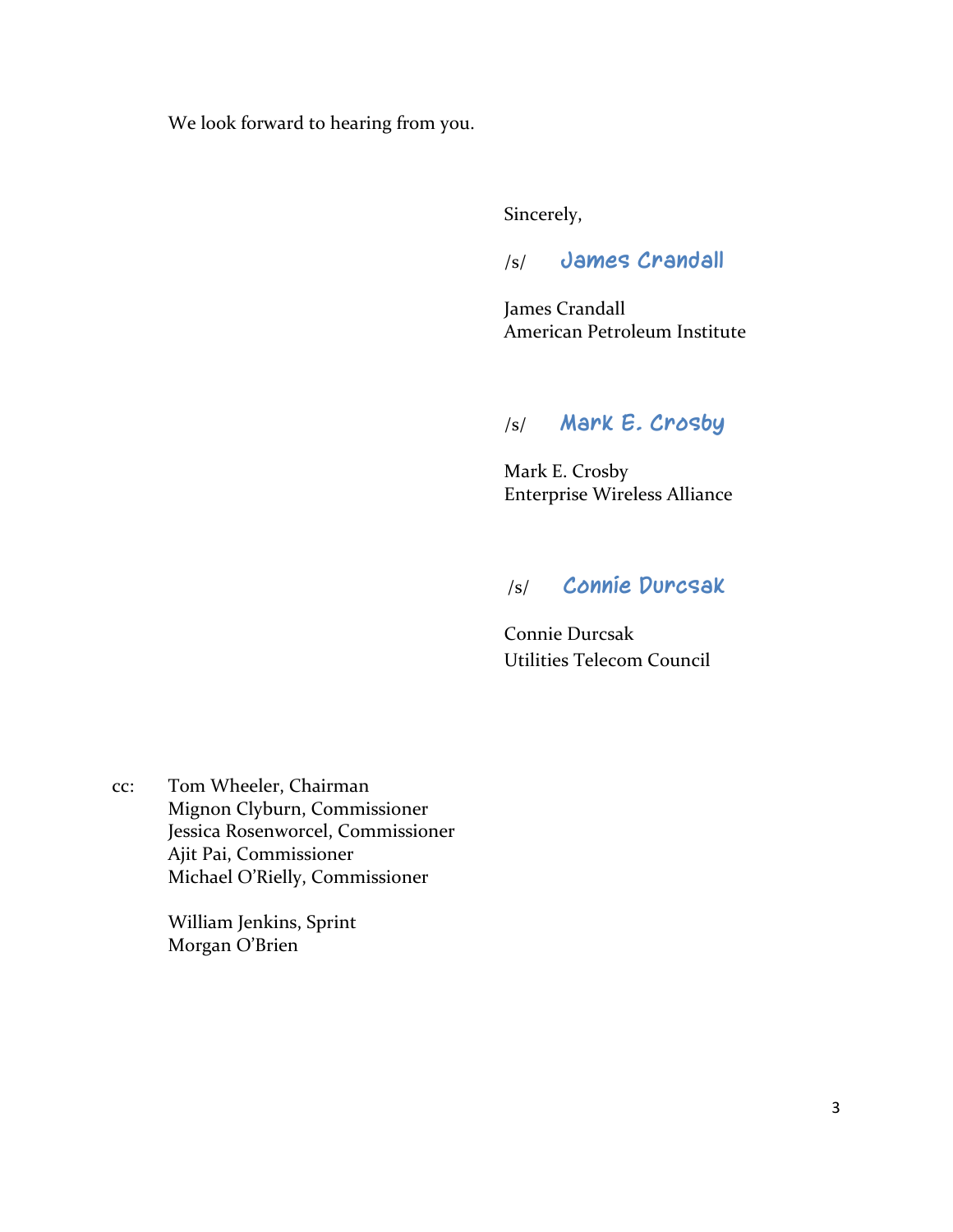We look forward to hearing from you.

Sincerely,

/s/ James Crandall

James Crandall
American Petroleum Institute

/s/ Mark E. Crosby

Mark E. Crosby
Enterprise Wireless Alliance

/s/ Connie Durcsak

Connie Durcsak
Utilities Telecom Council

cc: Tom Wheeler, Chairman
Mignon Clyburn, Commissioner
Jessica Rosenworcel, Commissioner
Ajit Pai, Commissioner
Michael O'Rielly, Commissioner

William Jenkins, Sprint
Morgan O'Brien